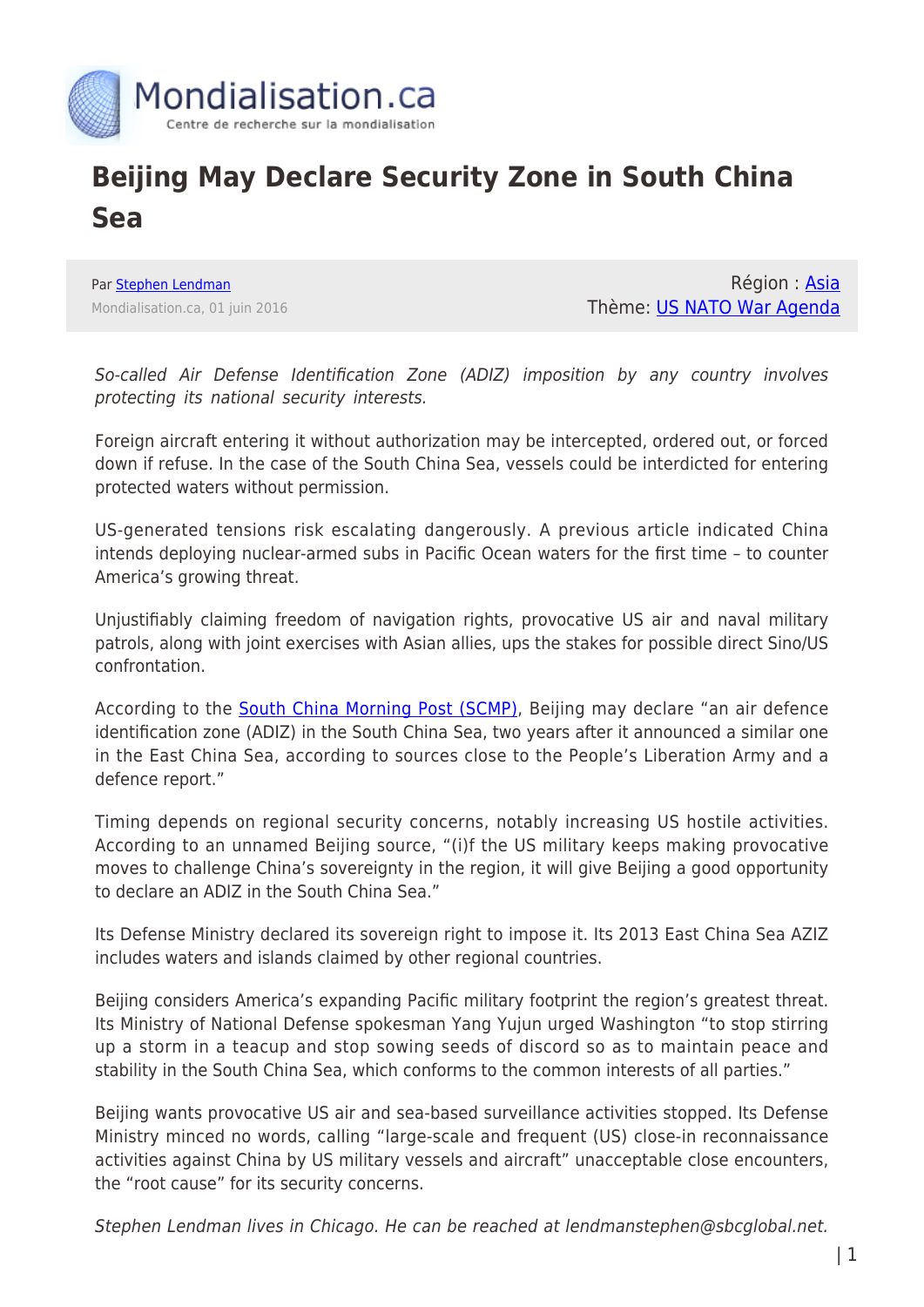# Beijing May Declare Security Zone in South China Sea

Par [Stephen Lendman](#)
Mondialisation.ca, 01 juin 2016

Région : [Asia](#)
Thème: [US NATO War Agenda](#)

*So-called Air Defense Identification Zone (ADIZ) imposition by any country involves protecting its national security interests.*

Foreign aircraft entering it without authorization may be intercepted, ordered out, or forced down if refuse. In the case of the South China Sea, vessels could be interdicted for entering protected waters without permission.

US-generated tensions risk escalating dangerously. A previous article indicated China intends deploying nuclear-armed subs in Pacific Ocean waters for the first time – to counter America's growing threat.

Unjustifiably claiming freedom of navigation rights, provocative US air and naval military patrols, along with joint exercises with Asian allies, ups the stakes for possible direct Sino/US confrontation.

According to the [South China Morning Post (SCMP)](#), Beijing may declare "an air defence identification zone (ADIZ) in the South China Sea, two years after it announced a similar one in the East China Sea, according to sources close to the People's Liberation Army and a defence report."

Timing depends on regional security concerns, notably increasing US hostile activities. According to an unnamed Beijing source, "(i)f the US military keeps making provocative moves to challenge China's sovereignty in the region, it will give Beijing a good opportunity to declare an ADIZ in the South China Sea."

Its Defense Ministry declared its sovereign right to impose it. Its 2013 East China Sea AZIZ includes waters and islands claimed by other regional countries.

Beijing considers America's expanding Pacific military footprint the region's greatest threat. Its Ministry of National Defense spokesman Yang Yujun urged Washington "to stop stirring up a storm in a teacup and stop sowing seeds of discord so as to maintain peace and stability in the South China Sea, which conforms to the common interests of all parties."

Beijing wants provocative US air and sea-based surveillance activities stopped. Its Defense Ministry minced no words, calling "large-scale and frequent (US) close-in reconnaissance activities against China by US military vessels and aircraft" unacceptable close encounters, the "root cause" for its security concerns.

*Stephen Lendman lives in Chicago. He can be reached at lendmanstephen@sbcglobal.net.*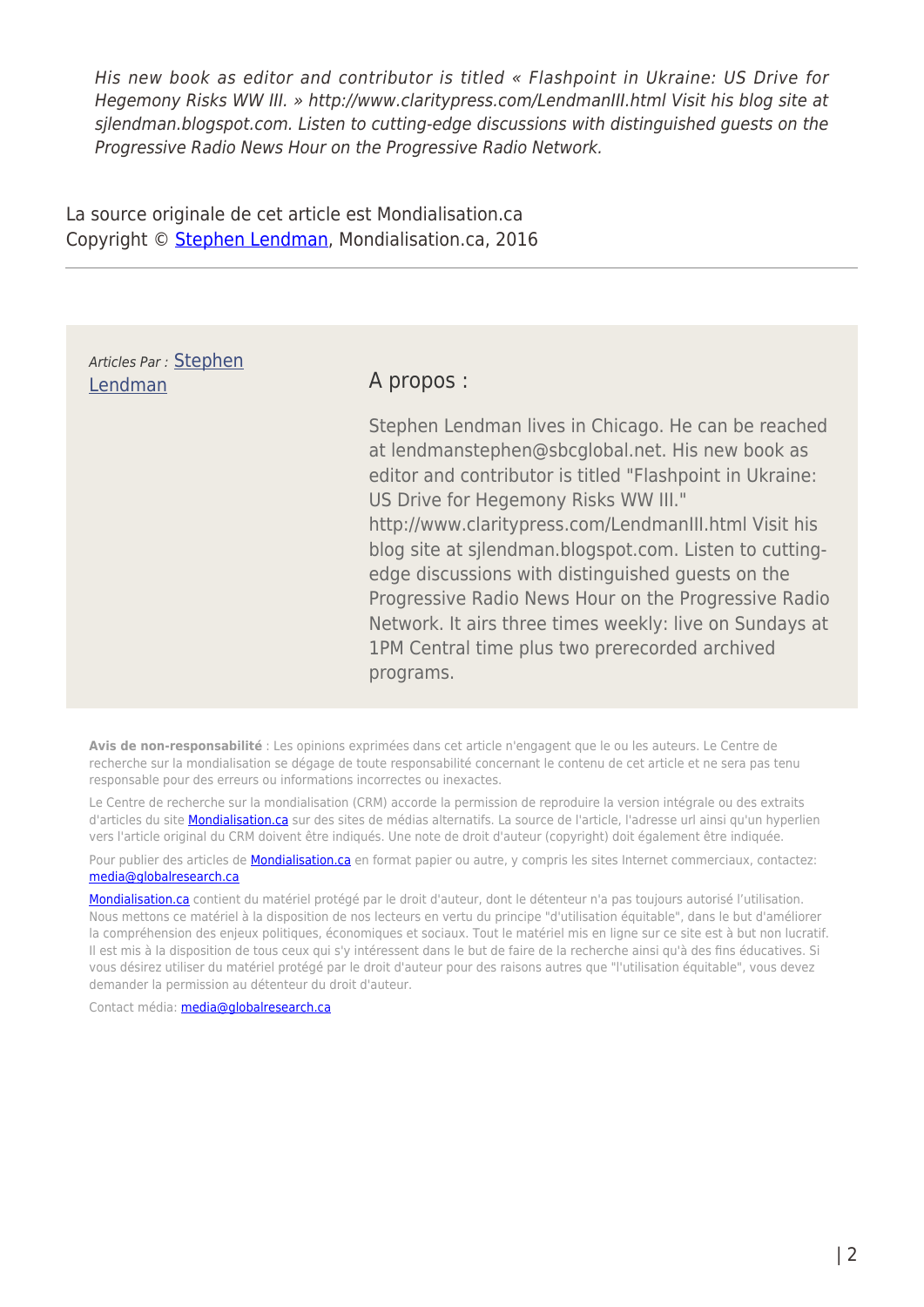*His new book as editor and contributor is titled « Flashpoint in Ukraine: US Drive for Hegemony Risks WW III. » http://www.claritypress.com/LendmanIII.html Visit his blog site at sjlendman.blogspot.com. Listen to cutting-edge discussions with distinguished guests on the Progressive Radio News Hour on the Progressive Radio Network.*

La source originale de cet article est Mondialisation.ca
Copyright © [Stephen Lendman](), Mondialisation.ca, 2016

---

*Articles Par :* [Stephen Lendman]()

## A propos :

Stephen Lendman lives in Chicago. He can be reached at lendmanstephen@sbcglobal.net. His new book as editor and contributor is titled "Flashpoint in Ukraine: US Drive for Hegemony Risks WW III." http://www.claritypress.com/LendmanIII.html Visit his blog site at sjlendman.blogspot.com. Listen to cutting-edge discussions with distinguished guests on the Progressive Radio News Hour on the Progressive Radio Network. It airs three times weekly: live on Sundays at 1PM Central time plus two prerecorded archived programs.

**Avis de non-responsabilité** : Les opinions exprimées dans cet article n'engagent que le ou les auteurs. Le Centre de recherche sur la mondialisation se dégage de toute responsabilité concernant le contenu de cet article et ne sera pas tenu responsable pour des erreurs ou informations incorrectes ou inexactes.

Le Centre de recherche sur la mondialisation (CRM) accorde la permission de reproduire la version intégrale ou des extraits d'articles du site [Mondialisation.ca]() sur des sites de médias alternatifs. La source de l'article, l'adresse url ainsi qu'un hyperlien vers l'article original du CRM doivent être indiqués. Une note de droit d'auteur (copyright) doit également être indiquée.

Pour publier des articles de [Mondialisation.ca]() en format papier ou autre, y compris les sites Internet commerciaux, contactez: [media@globalresearch.ca]()

[Mondialisation.ca]() contient du matériel protégé par le droit d'auteur, dont le détenteur n'a pas toujours autorisé l'utilisation. Nous mettons ce matériel à la disposition de nos lecteurs en vertu du principe "d'utilisation équitable", dans le but d'améliorer la compréhension des enjeux politiques, économiques et sociaux. Tout le matériel mis en ligne sur ce site est à but non lucratif. Il est mis à la disposition de tous ceux qui s'y intéressent dans le but de faire de la recherche ainsi qu'à des fins éducatives. Si vous désirez utiliser du matériel protégé par le droit d'auteur pour des raisons autres que "l'utilisation équitable", vous devez demander la permission au détenteur du droit d'auteur.

Contact média: [media@globalresearch.ca]()